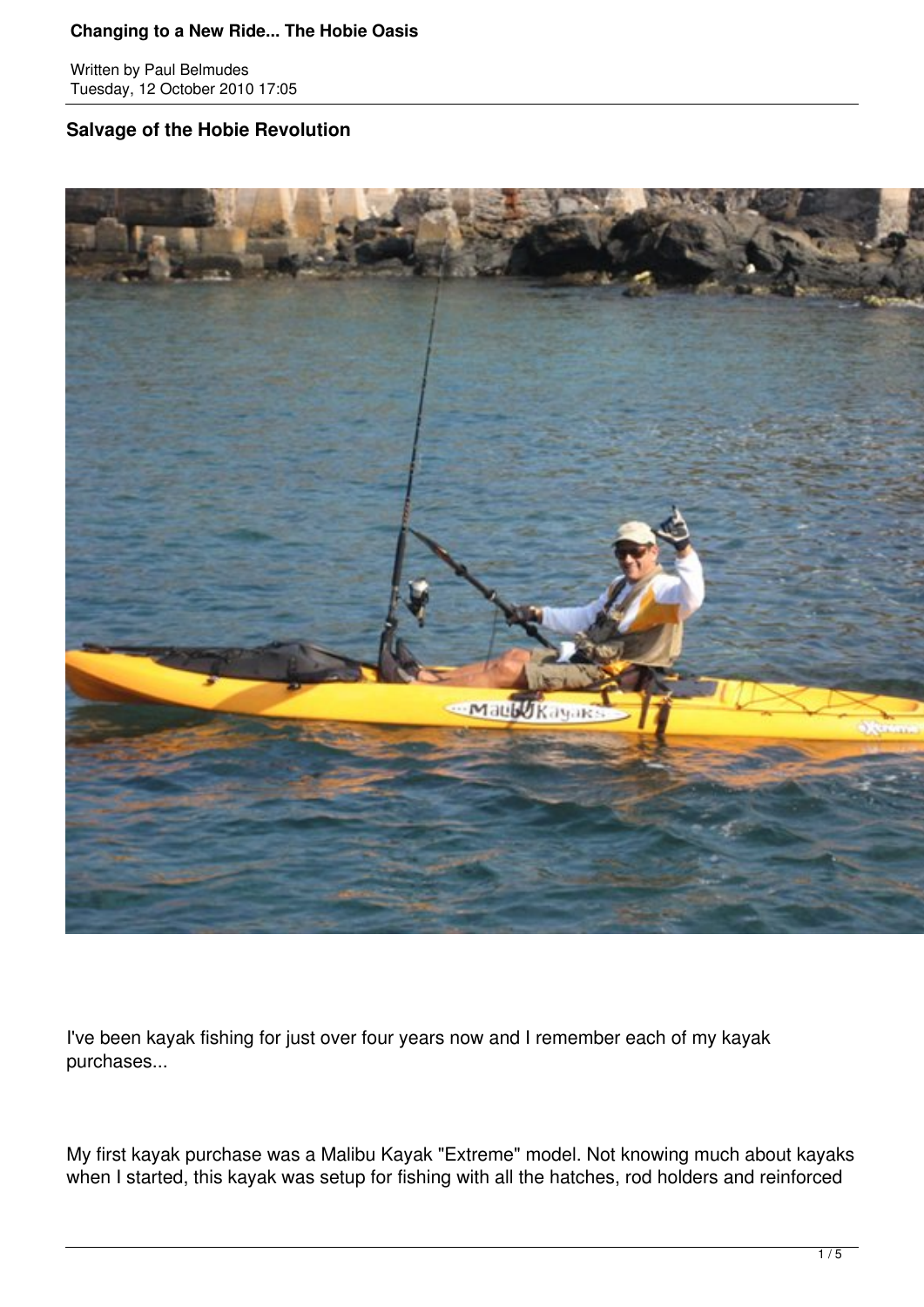# Changing to a New Ride... The Hobie Oasis

Written by Paul Belmudes
Tuesday, 12 October 2010 17:05

## Salvage of the Hobie Revolution

I've been kayak fishing for just over four years now and I remember each of my kayak purchases...

My first kayak purchase was a Malibu Kayak "Extreme" model. Not knowing much about kayaks when I started, this kayak was setup for fishing with all the hatches, rod holders and reinforced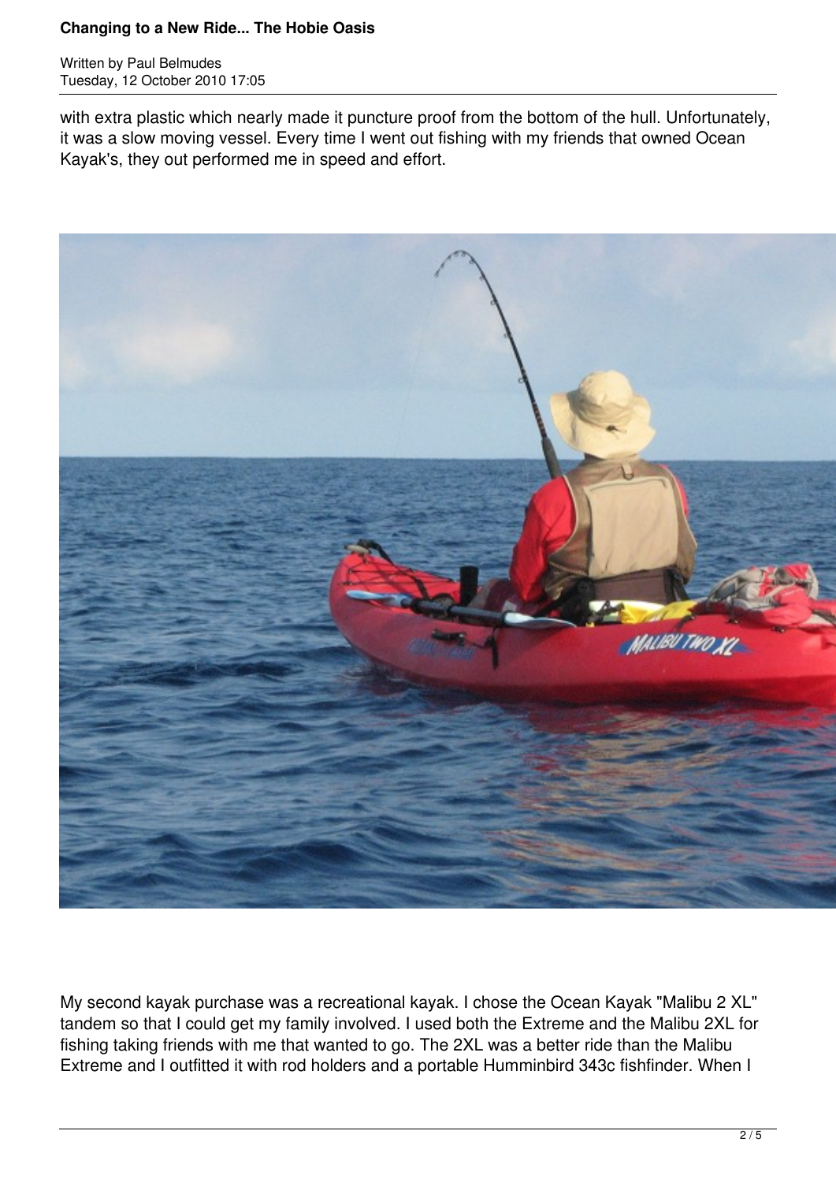with extra plastic which nearly made it puncture proof from the bottom of the hull. Unfortunately, it was a slow moving vessel. Every time I went out fishing with my friends that owned Ocean Kayak's, they out performed me in speed and effort.

My second kayak purchase was a recreational kayak. I chose the Ocean Kayak "Malibu 2 XL" tandem so that I could get my family involved. I used both the Extreme and the Malibu 2XL for fishing taking friends with me that wanted to go. The 2XL was a better ride than the Malibu Extreme and I outfitted it with rod holders and a portable Humminbird 343c fishfinder. When I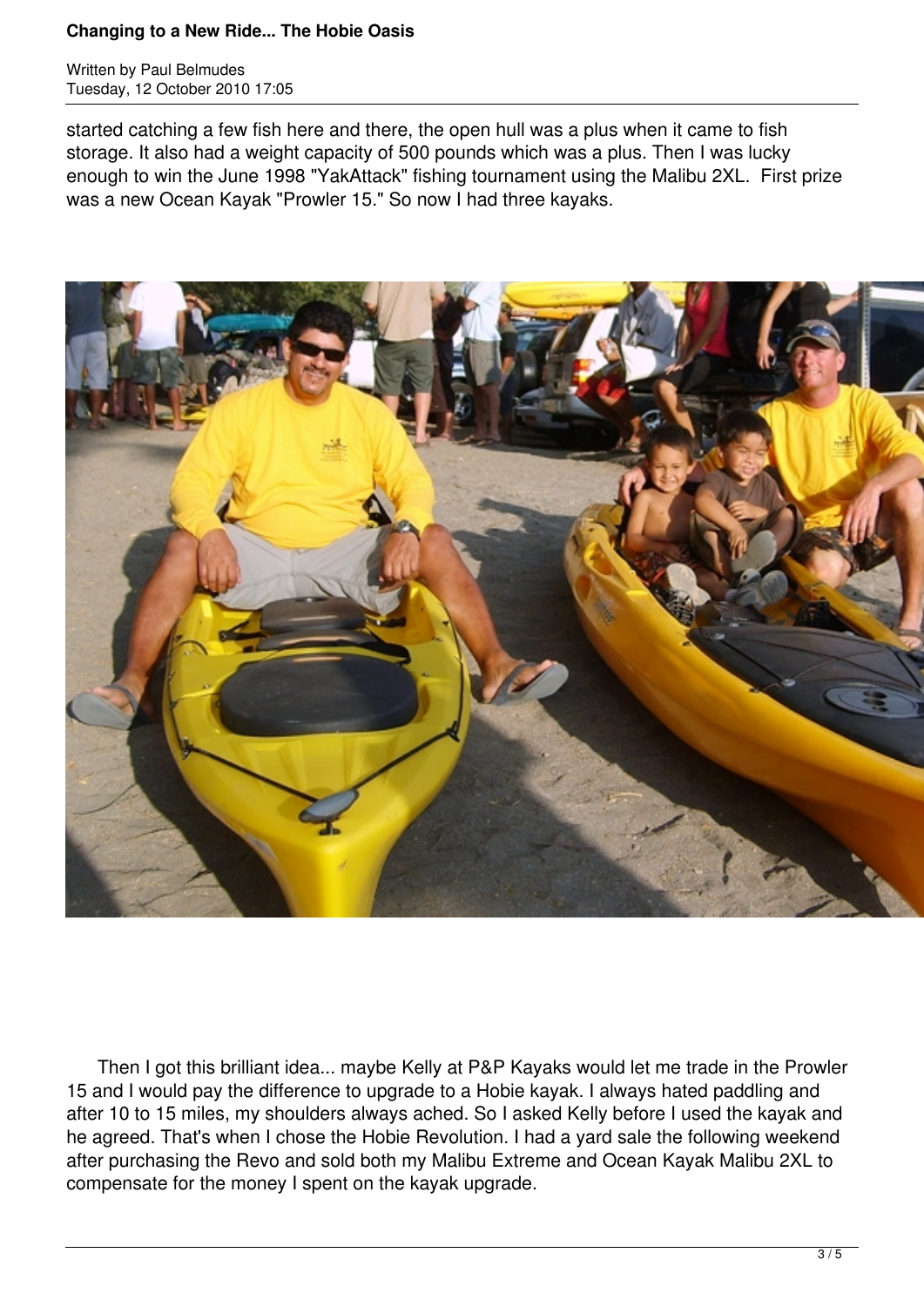started catching a few fish here and there, the open hull was a plus when it came to fish storage. It also had a weight capacity of 500 pounds which was a plus. Then I was lucky enough to win the June 1998 "YakAttack" fishing tournament using the Malibu 2XL. First prize was a new Ocean Kayak "Prowler 15." So now I had three kayaks.

Then I got this brilliant idea... maybe Kelly at P&P Kayaks would let me trade in the Prowler 15 and I would pay the difference to upgrade to a Hobie kayak. I always hated paddling and after 10 to 15 miles, my shoulders always ached. So I asked Kelly before I used the kayak and he agreed. That's when I chose the Hobie Revolution. I had a yard sale the following weekend after purchasing the Revo and sold both my Malibu Extreme and Ocean Kayak Malibu 2XL to compensate for the money I spent on the kayak upgrade.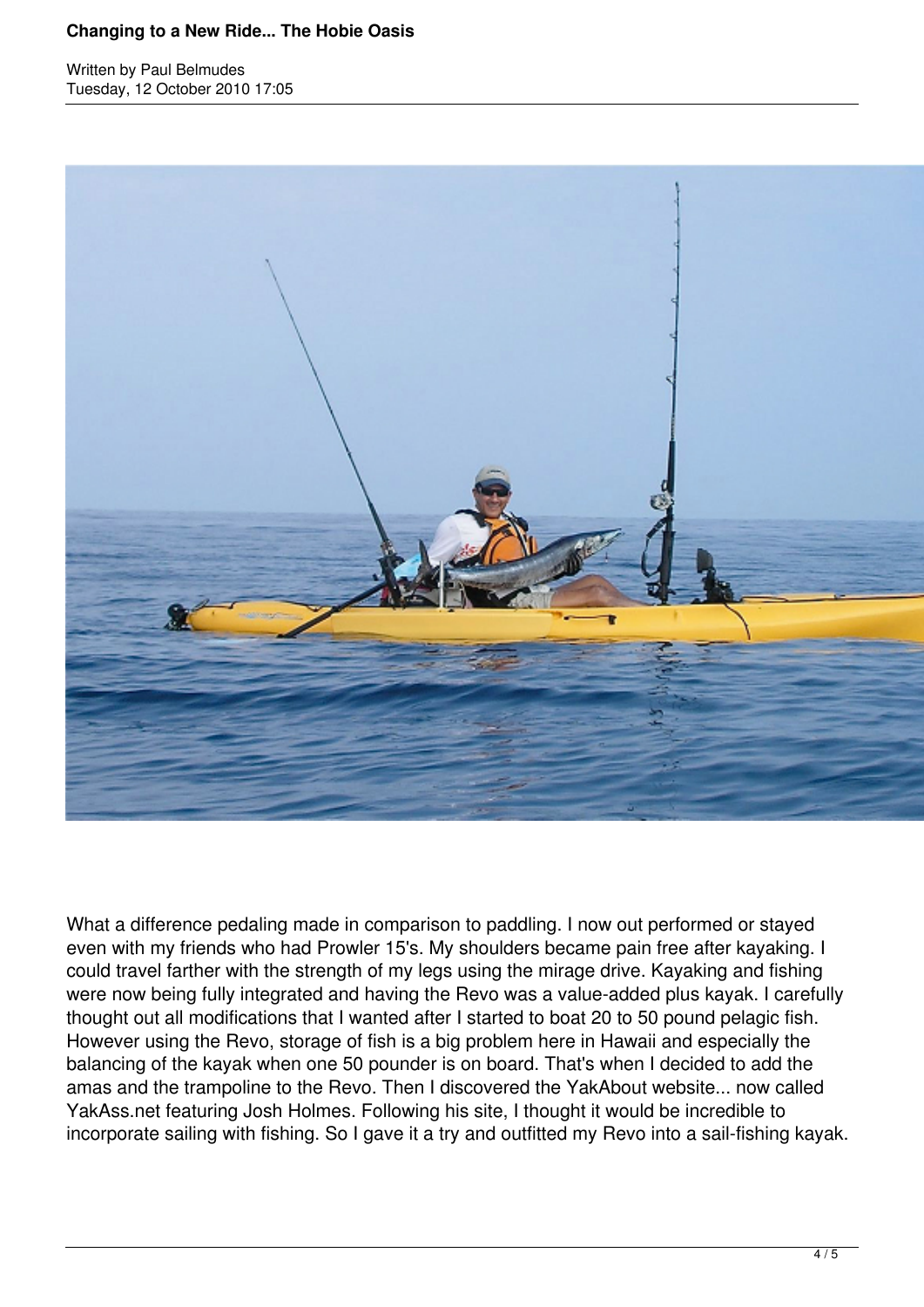What a difference pedaling made in comparison to paddling. I now out performed or stayed even with my friends who had Prowler 15's. My shoulders became pain free after kayaking. I could travel farther with the strength of my legs using the mirage drive. Kayaking and fishing were now being fully integrated and having the Revo was a value-added plus kayak. I carefully thought out all modifications that I wanted after I started to boat 20 to 50 pound pelagic fish. However using the Revo, storage of fish is a big problem here in Hawaii and especially the balancing of the kayak when one 50 pounder is on board. That's when I decided to add the amas and the trampoline to the Revo. Then I discovered the YakAbout website... now called YakAss.net featuring Josh Holmes. Following his site, I thought it would be incredible to incorporate sailing with fishing. So I gave it a try and outfitted my Revo into a sail-fishing kayak.